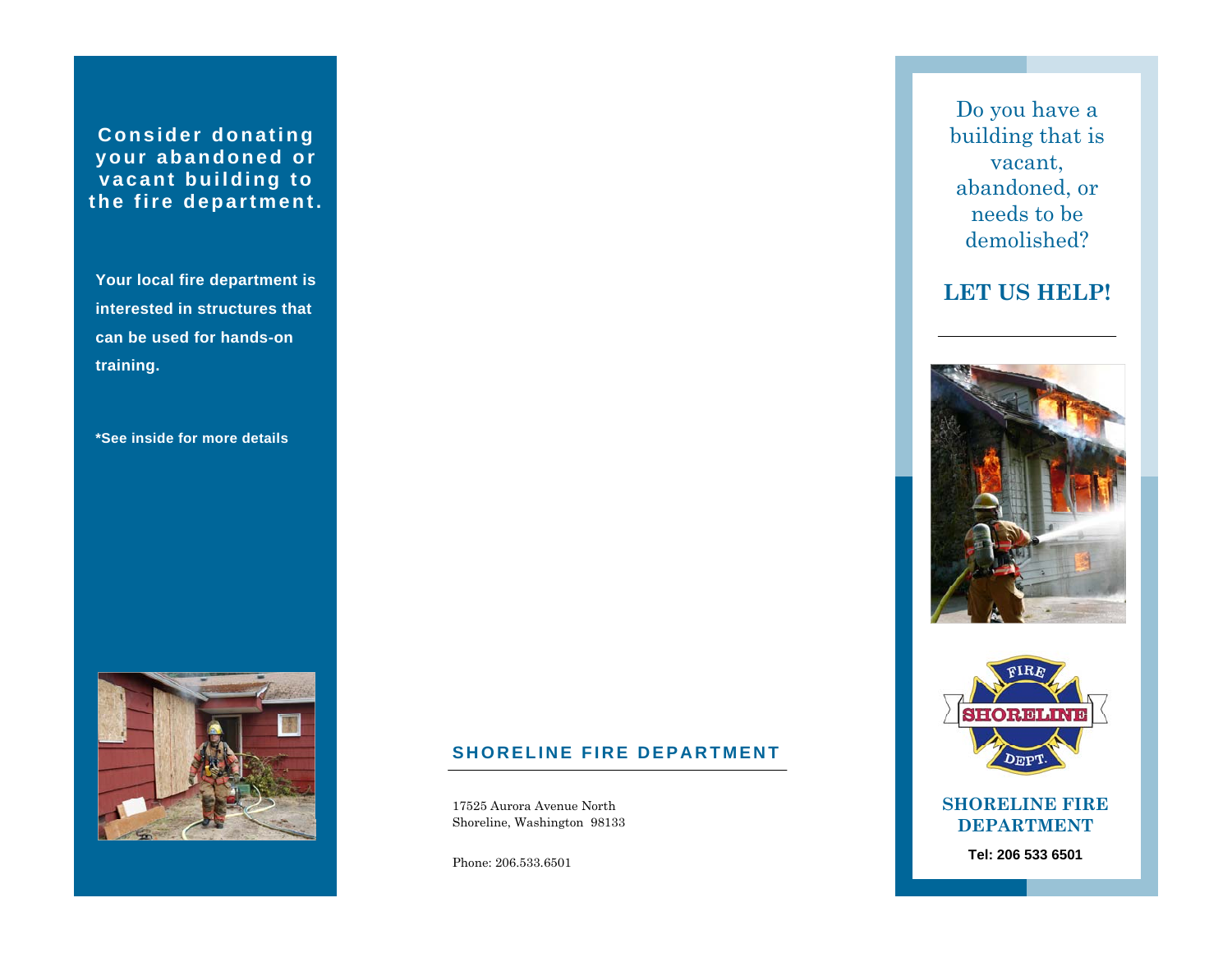**Consider donating your abandoned or vacant building to the fire department.**

**Your local fire department is interested in structures that can be used for hands-on training.**

**\*See inside for more details**

## SHORELINE FIRE DEPARTMENT

17525 Aurora Avenue North
Shoreline, Washington 98133

Phone: 206.533.6501

Do you have a building that is vacant, abandoned, or needs to be demolished?

## LET US HELP!

FIRE
SHORELINE
DEPT.

**SHORELINE FIRE DEPARTMENT**

**Tel: 206 533 6501**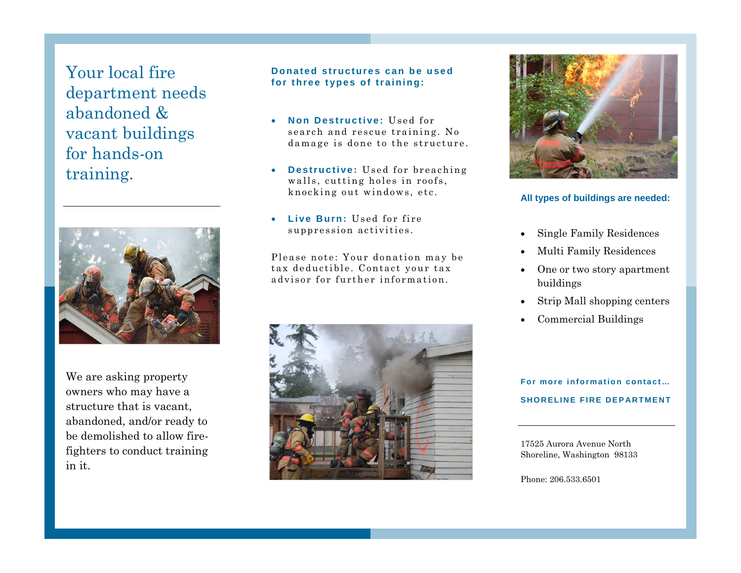# Your local fire department needs abandoned & vacant buildings for hands-on training.

We are asking property owners who may have a structure that is vacant, abandoned, and/or ready to be demolished to allow fire-fighters to conduct training in it.

**Donated structures can be used for three types of training:**

- **Non Destructive:** Used for search and rescue training. No damage is done to the structure.
- **Destructive:** Used for breaching walls, cutting holes in roofs, knocking out windows, etc.
- **Live Burn:** Used for fire suppression activities.

Please note: Your donation may be tax deductible. Contact your tax advisor for further information.

**All types of buildings are needed:**

- Single Family Residences
- Multi Family Residences
- One or two story apartment buildings
- Strip Mall shopping centers
- Commercial Buildings

**For more information contact…**

**SHORELINE FIRE DEPARTMENT**

17525 Aurora Avenue North
Shoreline, Washington 98133

Phone: 206.533.6501